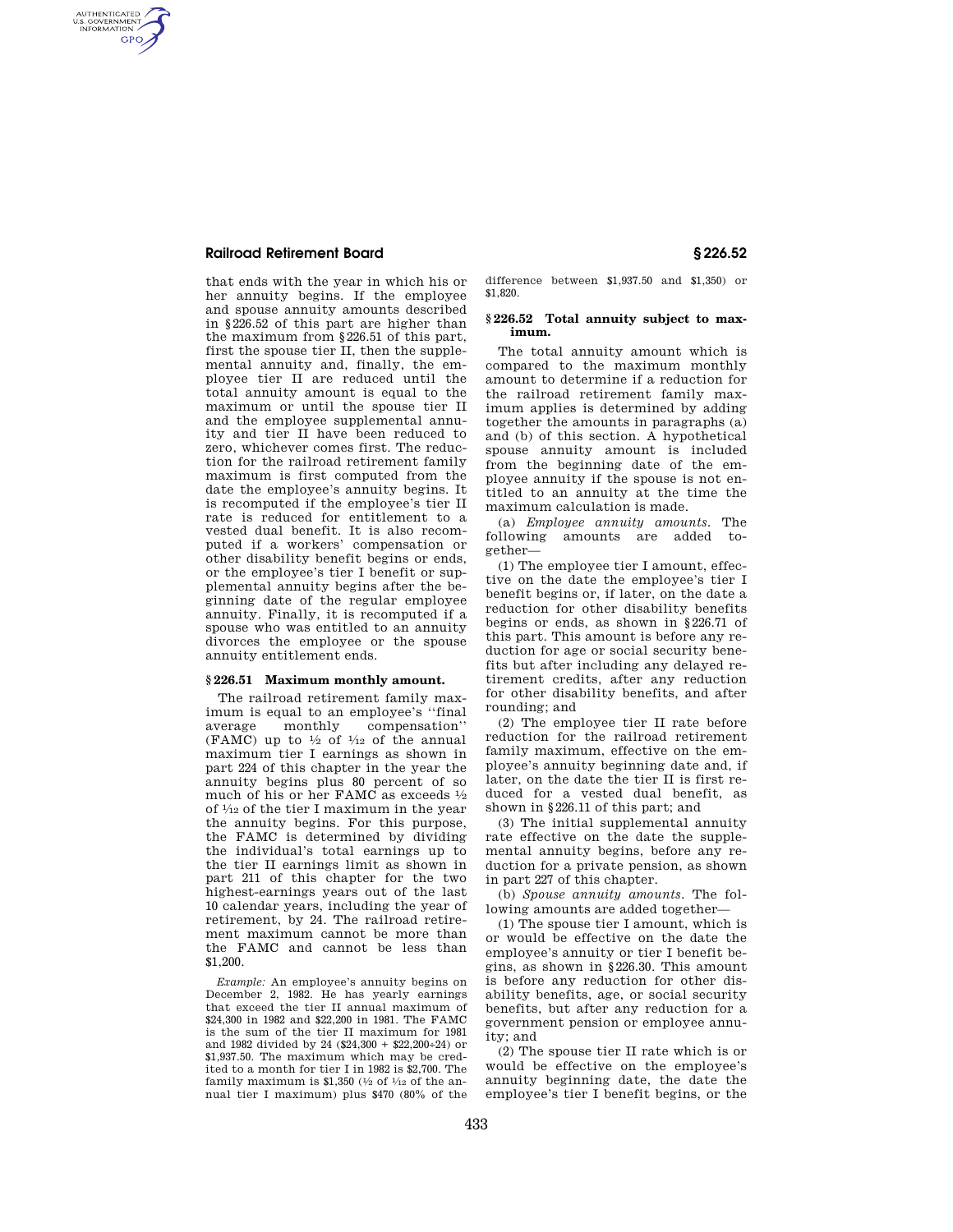that ends with the year in which his or her annuity begins. If the employee and spouse annuity amounts described in §226.52 of this part are higher than the maximum from §226.51 of this part, first the spouse tier II, then the supplemental annuity and, finally, the employee tier II are reduced until the total annuity amount is equal to the maximum or until the spouse tier II and the employee supplemental annuity and tier II have been reduced to zero, whichever comes first. The reduction for the railroad retirement family maximum is first computed from the date the employee's annuity begins. It is recomputed if the employee's tier II rate is reduced for entitlement to a vested dual benefit. It is also recomputed if a workers' compensation or other disability benefit begins or ends, or the employee's tier I benefit or supplemental annuity begins after the beginning date of the regular employee annuity. Finally, it is recomputed if a spouse who was entitled to an annuity divorces the employee or the spouse annuity entitlement ends.

### §226.51 Maximum monthly amount.

The railroad retirement family maximum is equal to an employee's "final average monthly compensation" (FAMC) up to ½ of $1/12$ of the annual maximum tier I earnings as shown in part 224 of this chapter in the year the annuity begins plus 80 percent of so much of his or her FAMC as exceeds ½ of $1/12$ of the tier I maximum in the year the annuity begins. For this purpose, the FAMC is determined by dividing the individual's total earnings up to the tier II earnings limit as shown in part 211 of this chapter for the two highest-earnings years out of the last 10 calendar years, including the year of retirement, by 24. The railroad retirement maximum cannot be more than the FAMC and cannot be less than $1,200.

*Example:* An employee's annuity begins on December 2, 1982. He has yearly earnings that exceed the tier II annual maximum of $24,300 in 1982 and $22,200 in 1981. The FAMC is the sum of the tier II maximum for 1981 and 1982 divided by 24 ($24,300 + $22,200÷24) or $1,937.50. The maximum which may be credited to a month for tier I in 1982 is $2,700. The family maximum is $1,350 (½ of $1/12$ of the annual tier I maximum) plus $470 (80% of the difference between $1,937.50 and $1,350) or $1,820.

### §226.52 Total annuity subject to maximum.

The total annuity amount which is compared to the maximum monthly amount to determine if a reduction for the railroad retirement family maximum applies is determined by adding together the amounts in paragraphs (a) and (b) of this section. A hypothetical spouse annuity amount is included from the beginning date of the employee annuity if the spouse is not entitled to an annuity at the time the maximum calculation is made.

(a) *Employee annuity amounts.* The following amounts are added together—

(1) The employee tier I amount, effective on the date the employee's tier I benefit begins or, if later, on the date a reduction for other disability benefits begins or ends, as shown in §226.71 of this part. This amount is before any reduction for age or social security benefits but after including any delayed retirement credits, after any reduction for other disability benefits, and after rounding; and

(2) The employee tier II rate before reduction for the railroad retirement family maximum, effective on the employee's annuity beginning date and, if later, on the date the tier II is first reduced for a vested dual benefit, as shown in §226.11 of this part; and

(3) The initial supplemental annuity rate effective on the date the supplemental annuity begins, before any reduction for a private pension, as shown in part 227 of this chapter.

(b) *Spouse annuity amounts.* The following amounts are added together—

(1) The spouse tier I amount, which is or would be effective on the date the employee's annuity or tier I benefit begins, as shown in §226.30. This amount is before any reduction for other disability benefits, age, or social security benefits, but after any reduction for a government pension or employee annuity; and

(2) The spouse tier II rate which is or would be effective on the employee's annuity beginning date, the date the employee's tier I benefit begins, or the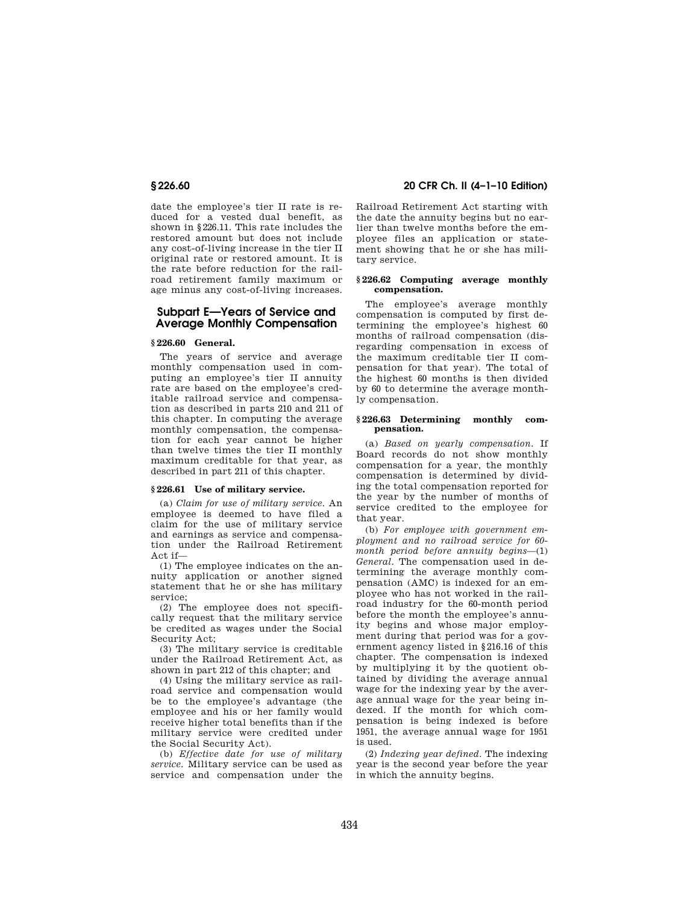date the employee's tier II rate is reduced for a vested dual benefit, as shown in §226.11. This rate includes the restored amount but does not include any cost-of-living increase in the tier II original rate or restored amount. It is the rate before reduction for the railroad retirement family maximum or age minus any cost-of-living increases.

## Subpart E—Years of Service and Average Monthly Compensation

### §226.60 General.

The years of service and average monthly compensation used in computing an employee's tier II annuity rate are based on the employee's creditable railroad service and compensation as described in parts 210 and 211 of this chapter. In computing the average monthly compensation, the compensation for each year cannot be higher than twelve times the tier II monthly maximum creditable for that year, as described in part 211 of this chapter.

### §226.61 Use of military service.

(a) *Claim for use of military service.* An employee is deemed to have filed a claim for the use of military service and earnings as service and compensation under the Railroad Retirement Act if—

(1) The employee indicates on the annuity application or another signed statement that he or she has military service;

(2) The employee does not specifically request that the military service be credited as wages under the Social Security Act;

(3) The military service is creditable under the Railroad Retirement Act, as shown in part 212 of this chapter; and

(4) Using the military service as railroad service and compensation would be to the employee's advantage (the employee and his or her family would receive higher total benefits than if the military service were credited under the Social Security Act).

(b) *Effective date for use of military service.* Military service can be used as service and compensation under the Railroad Retirement Act starting with the date the annuity begins but no earlier than twelve months before the employee files an application or statement showing that he or she has military service.

### §226.62 Computing average monthly compensation.

The employee's average monthly compensation is computed by first determining the employee's highest 60 months of railroad compensation (disregarding compensation in excess of the maximum creditable tier II compensation for that year). The total of the highest 60 months is then divided by 60 to determine the average monthly compensation.

### §226.63 Determining monthly compensation.

(a) *Based on yearly compensation.* If Board records do not show monthly compensation for a year, the monthly compensation is determined by dividing the total compensation reported for the year by the number of months of service credited to the employee for that year.

(b) *For employee with government employment and no railroad service for 60-month period before annuity begins*—(1) *General.* The compensation used in determining the average monthly compensation (AMC) is indexed for an employee who has not worked in the railroad industry for the 60-month period before the month the employee's annuity begins and whose major employment during that period was for a government agency listed in §216.16 of this chapter. The compensation is indexed by multiplying it by the quotient obtained by dividing the average annual wage for the indexing year by the average annual wage for the year being indexed. If the month for which compensation is being indexed is before 1951, the average annual wage for 1951 is used.

(2) *Indexing year defined.* The indexing year is the second year before the year in which the annuity begins.